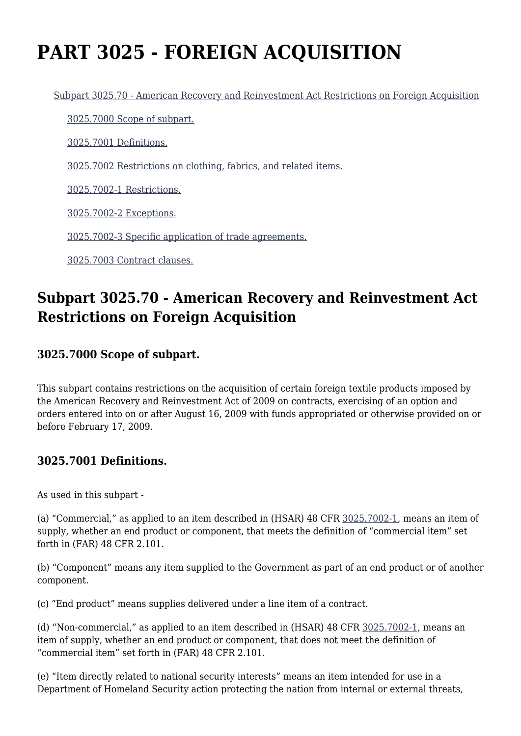# PART 3025 - FOREIGN ACQUISITION

Subpart 3025.70 - American Recovery and Reinvestment Act Restrictions on Foreign Acquisition

3025.7000 Scope of subpart.

3025.7001 Definitions.

3025.7002 Restrictions on clothing, fabrics, and related items.

3025.7002-1 Restrictions.

3025.7002-2 Exceptions.

3025.7002-3 Specific application of trade agreements.

3025.7003 Contract clauses.

## Subpart 3025.70 - American Recovery and Reinvestment Act Restrictions on Foreign Acquisition

### 3025.7000 Scope of subpart.

This subpart contains restrictions on the acquisition of certain foreign textile products imposed by the American Recovery and Reinvestment Act of 2009 on contracts, exercising of an option and orders entered into on or after August 16, 2009 with funds appropriated or otherwise provided on or before February 17, 2009.

### 3025.7001 Definitions.

As used in this subpart -

(a) "Commercial," as applied to an item described in (HSAR) 48 CFR 3025.7002-1, means an item of supply, whether an end product or component, that meets the definition of "commercial item" set forth in (FAR) 48 CFR 2.101.

(b) "Component" means any item supplied to the Government as part of an end product or of another component.

(c) "End product" means supplies delivered under a line item of a contract.

(d) "Non-commercial," as applied to an item described in (HSAR) 48 CFR 3025.7002-1, means an item of supply, whether an end product or component, that does not meet the definition of "commercial item" set forth in (FAR) 48 CFR 2.101.

(e) "Item directly related to national security interests" means an item intended for use in a Department of Homeland Security action protecting the nation from internal or external threats,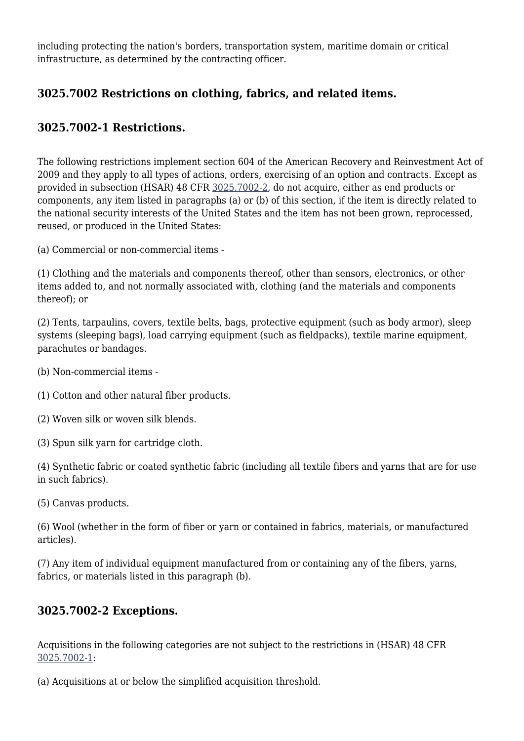including protecting the nation's borders, transportation system, maritime domain or critical infrastructure, as determined by the contracting officer.

## 3025.7002 Restrictions on clothing, fabrics, and related items.

## 3025.7002-1 Restrictions.

The following restrictions implement section 604 of the American Recovery and Reinvestment Act of 2009 and they apply to all types of actions, orders, exercising of an option and contracts. Except as provided in subsection (HSAR) 48 CFR 3025.7002-2, do not acquire, either as end products or components, any item listed in paragraphs (a) or (b) of this section, if the item is directly related to the national security interests of the United States and the item has not been grown, reprocessed, reused, or produced in the United States:

(a) Commercial or non-commercial items -

(1) Clothing and the materials and components thereof, other than sensors, electronics, or other items added to, and not normally associated with, clothing (and the materials and components thereof); or

(2) Tents, tarpaulins, covers, textile belts, bags, protective equipment (such as body armor), sleep systems (sleeping bags), load carrying equipment (such as fieldpacks), textile marine equipment, parachutes or bandages.

(b) Non-commercial items -

(1) Cotton and other natural fiber products.

(2) Woven silk or woven silk blends.

(3) Spun silk yarn for cartridge cloth.

(4) Synthetic fabric or coated synthetic fabric (including all textile fibers and yarns that are for use in such fabrics).

(5) Canvas products.

(6) Wool (whether in the form of fiber or yarn or contained in fabrics, materials, or manufactured articles).

(7) Any item of individual equipment manufactured from or containing any of the fibers, yarns, fabrics, or materials listed in this paragraph (b).

## 3025.7002-2 Exceptions.

Acquisitions in the following categories are not subject to the restrictions in (HSAR) 48 CFR 3025.7002-1:

(a) Acquisitions at or below the simplified acquisition threshold.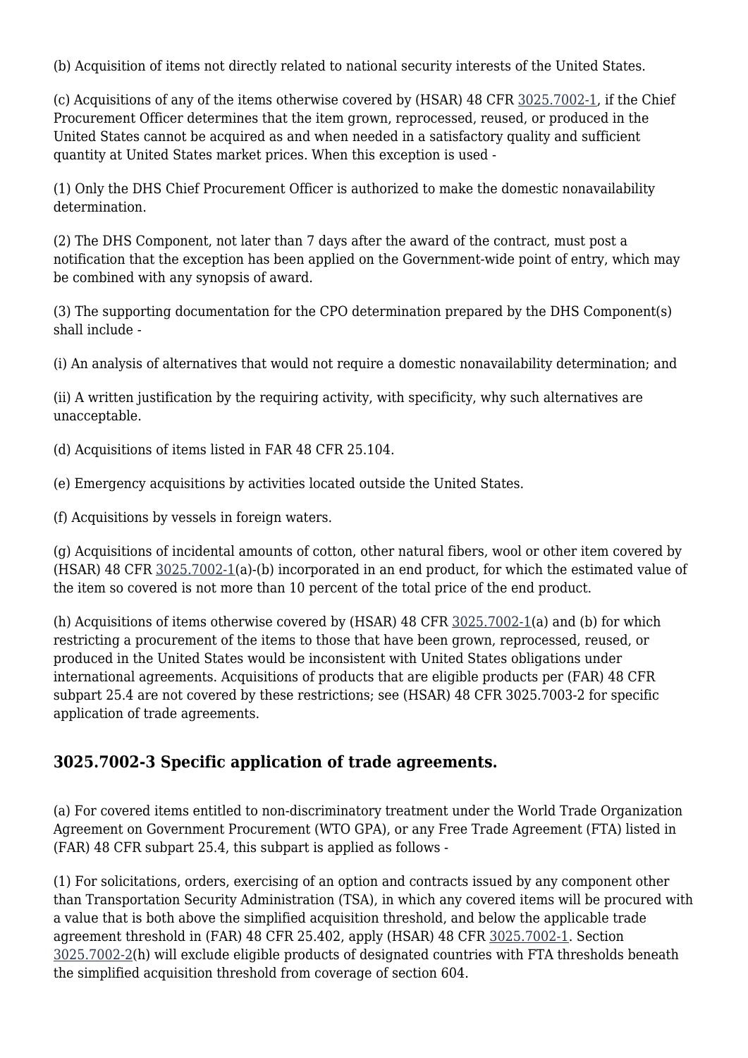(b) Acquisition of items not directly related to national security interests of the United States.

(c) Acquisitions of any of the items otherwise covered by (HSAR) 48 CFR 3025.7002-1, if the Chief Procurement Officer determines that the item grown, reprocessed, reused, or produced in the United States cannot be acquired as and when needed in a satisfactory quality and sufficient quantity at United States market prices. When this exception is used -

(1) Only the DHS Chief Procurement Officer is authorized to make the domestic nonavailability determination.

(2) The DHS Component, not later than 7 days after the award of the contract, must post a notification that the exception has been applied on the Government-wide point of entry, which may be combined with any synopsis of award.

(3) The supporting documentation for the CPO determination prepared by the DHS Component(s) shall include -

(i) An analysis of alternatives that would not require a domestic nonavailability determination; and

(ii) A written justification by the requiring activity, with specificity, why such alternatives are unacceptable.

(d) Acquisitions of items listed in FAR 48 CFR 25.104.

(e) Emergency acquisitions by activities located outside the United States.

(f) Acquisitions by vessels in foreign waters.

(g) Acquisitions of incidental amounts of cotton, other natural fibers, wool or other item covered by (HSAR) 48 CFR 3025.7002-1(a)-(b) incorporated in an end product, for which the estimated value of the item so covered is not more than 10 percent of the total price of the end product.

(h) Acquisitions of items otherwise covered by (HSAR) 48 CFR 3025.7002-1(a) and (b) for which restricting a procurement of the items to those that have been grown, reprocessed, reused, or produced in the United States would be inconsistent with United States obligations under international agreements. Acquisitions of products that are eligible products per (FAR) 48 CFR subpart 25.4 are not covered by these restrictions; see (HSAR) 48 CFR 3025.7003-2 for specific application of trade agreements.

## 3025.7002-3 Specific application of trade agreements.

(a) For covered items entitled to non-discriminatory treatment under the World Trade Organization Agreement on Government Procurement (WTO GPA), or any Free Trade Agreement (FTA) listed in (FAR) 48 CFR subpart 25.4, this subpart is applied as follows -

(1) For solicitations, orders, exercising of an option and contracts issued by any component other than Transportation Security Administration (TSA), in which any covered items will be procured with a value that is both above the simplified acquisition threshold, and below the applicable trade agreement threshold in (FAR) 48 CFR 25.402, apply (HSAR) 48 CFR 3025.7002-1. Section 3025.7002-2(h) will exclude eligible products of designated countries with FTA thresholds beneath the simplified acquisition threshold from coverage of section 604.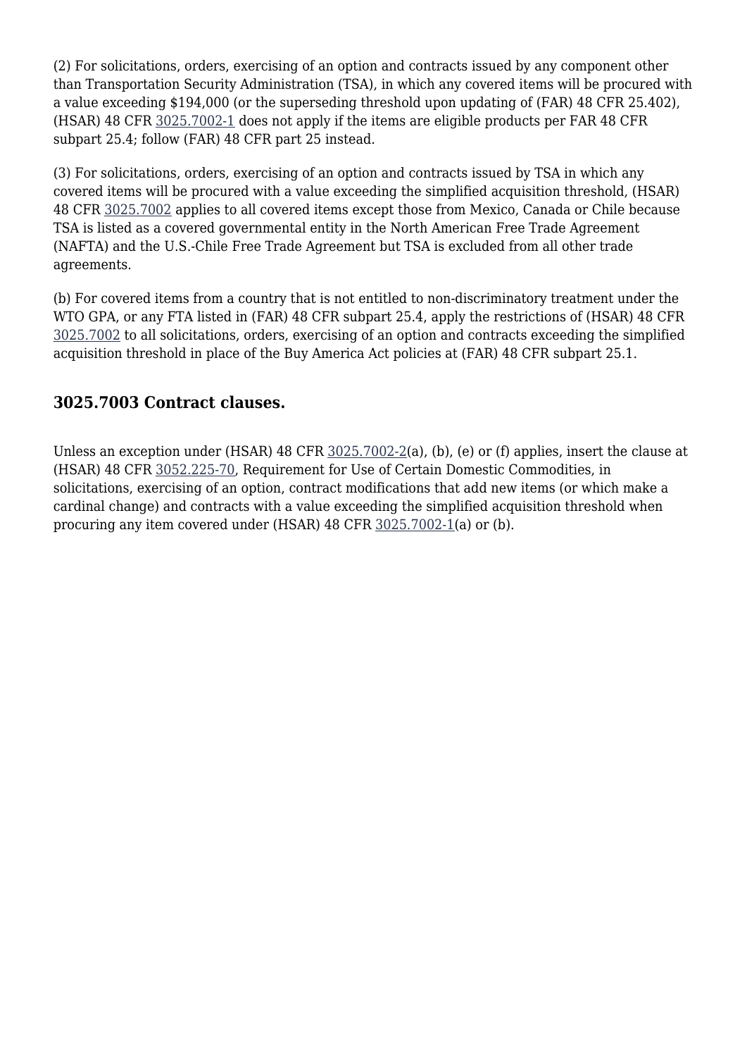(2) For solicitations, orders, exercising of an option and contracts issued by any component other than Transportation Security Administration (TSA), in which any covered items will be procured with a value exceeding $194,000 (or the superseding threshold upon updating of (FAR) 48 CFR 25.402), (HSAR) 48 CFR 3025.7002-1 does not apply if the items are eligible products per FAR 48 CFR subpart 25.4; follow (FAR) 48 CFR part 25 instead.

(3) For solicitations, orders, exercising of an option and contracts issued by TSA in which any covered items will be procured with a value exceeding the simplified acquisition threshold, (HSAR) 48 CFR 3025.7002 applies to all covered items except those from Mexico, Canada or Chile because TSA is listed as a covered governmental entity in the North American Free Trade Agreement (NAFTA) and the U.S.-Chile Free Trade Agreement but TSA is excluded from all other trade agreements.

(b) For covered items from a country that is not entitled to non-discriminatory treatment under the WTO GPA, or any FTA listed in (FAR) 48 CFR subpart 25.4, apply the restrictions of (HSAR) 48 CFR 3025.7002 to all solicitations, orders, exercising of an option and contracts exceeding the simplified acquisition threshold in place of the Buy America Act policies at (FAR) 48 CFR subpart 25.1.

### 3025.7003 Contract clauses.

Unless an exception under (HSAR) 48 CFR 3025.7002-2(a), (b), (e) or (f) applies, insert the clause at (HSAR) 48 CFR 3052.225-70, Requirement for Use of Certain Domestic Commodities, in solicitations, exercising of an option, contract modifications that add new items (or which make a cardinal change) and contracts with a value exceeding the simplified acquisition threshold when procuring any item covered under (HSAR) 48 CFR 3025.7002-1(a) or (b).